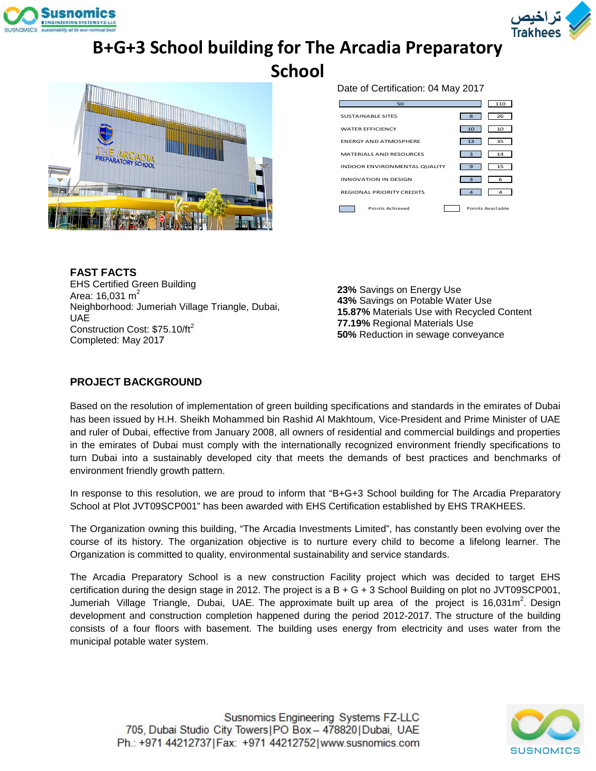# B+G+3 School building for The Arcadia Preparatory School

Date of Certification: 04 May 2017

| Category | Points Achieved | Points Available |
|---|---|---|
| Total | 50 | 110 |
| SUSTAINABLE SITES | 8 | 26 |
| WATER EFFICIENCY | 10 | 10 |
| ENERGY AND ATMOSPHERE | 13 | 35 |
| MATERIALS AND RESOURCES | 3 | 14 |
| INDOOR ENVIRONMENTAL QUALITY | 9 | 15 |
| INNOVATION IN DESIGN | 3 | 6 |
| REGIONAL PRIORITY CREDITS | 4 | 4 |

## FAST FACTS

EHS Certified Green Building
Area: 16,031 m$^2$
Neighborhood: Jumeriah Village Triangle, Dubai, UAE
Construction Cost: \$75.10/ft$^2$
Completed: May 2017

**23%** Savings on Energy Use
**43%** Savings on Potable Water Use
**15.87%** Materials Use with Recycled Content
**77.19%** Regional Materials Use
**50%** Reduction in sewage conveyance

## PROJECT BACKGROUND

Based on the resolution of implementation of green building specifications and standards in the emirates of Dubai has been issued by H.H. Sheikh Mohammed bin Rashid Al Makhtoum, Vice-President and Prime Minister of UAE and ruler of Dubai, effective from January 2008, all owners of residential and commercial buildings and properties in the emirates of Dubai must comply with the internationally recognized environment friendly specifications to turn Dubai into a sustainably developed city that meets the demands of best practices and benchmarks of environment friendly growth pattern.

In response to this resolution, we are proud to inform that "B+G+3 School building for The Arcadia Preparatory School at Plot JVT09SCP001" has been awarded with EHS Certification established by EHS TRAKHEES.

The Organization owning this building, "The Arcadia Investments Limited", has constantly been evolving over the course of its history. The organization objective is to nurture every child to become a lifelong learner. The Organization is committed to quality, environmental sustainability and service standards.

The Arcadia Preparatory School is a new construction Facility project which was decided to target EHS certification during the design stage in 2012. The project is a B + G + 3 School Building on plot no JVT09SCP001, Jumeriah Village Triangle, Dubai, UAE. The approximate built up area of the project is 16,031m$^2$. Design development and construction completion happened during the period 2012-2017. The structure of the building consists of a four floors with basement. The building uses energy from electricity and uses water from the municipal potable water system.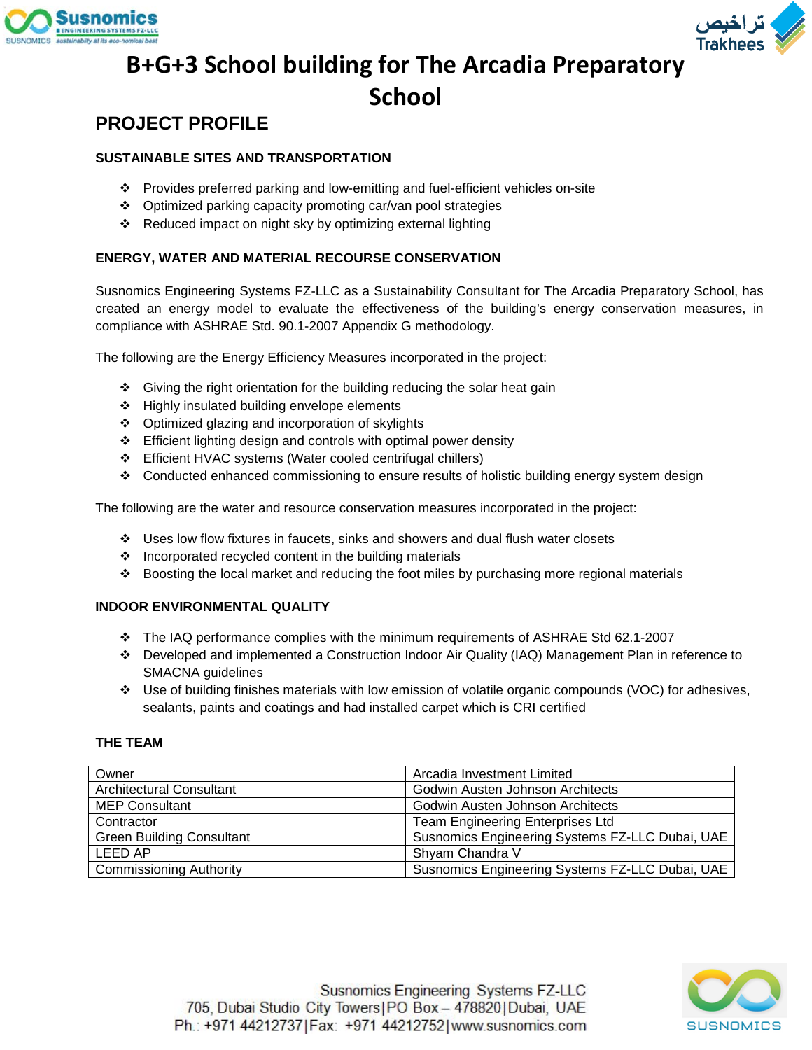# B+G+3 School building for The Arcadia Preparatory School

## PROJECT PROFILE

### SUSTAINABLE SITES AND TRANSPORTATION

- Provides preferred parking and low-emitting and fuel-efficient vehicles on-site
- Optimized parking capacity promoting car/van pool strategies
- Reduced impact on night sky by optimizing external lighting

### ENERGY, WATER AND MATERIAL RECOURSE CONSERVATION

Susnomics Engineering Systems FZ-LLC as a Sustainability Consultant for The Arcadia Preparatory School, has created an energy model to evaluate the effectiveness of the building's energy conservation measures, in compliance with ASHRAE Std. 90.1-2007 Appendix G methodology.

The following are the Energy Efficiency Measures incorporated in the project:

- Giving the right orientation for the building reducing the solar heat gain
- Highly insulated building envelope elements
- Optimized glazing and incorporation of skylights
- Efficient lighting design and controls with optimal power density
- Efficient HVAC systems (Water cooled centrifugal chillers)
- Conducted enhanced commissioning to ensure results of holistic building energy system design

The following are the water and resource conservation measures incorporated in the project:

- Uses low flow fixtures in faucets, sinks and showers and dual flush water closets
- Incorporated recycled content in the building materials
- Boosting the local market and reducing the foot miles by purchasing more regional materials

### INDOOR ENVIRONMENTAL QUALITY

- The IAQ performance complies with the minimum requirements of ASHRAE Std 62.1-2007
- Developed and implemented a Construction Indoor Air Quality (IAQ) Management Plan in reference to SMACNA guidelines
- Use of building finishes materials with low emission of volatile organic compounds (VOC) for adhesives, sealants, paints and coatings and had installed carpet which is CRI certified

### THE TEAM

| | |
|---|---|
| Owner | Arcadia Investment Limited |
| Architectural Consultant | Godwin Austen Johnson Architects |
| MEP Consultant | Godwin Austen Johnson Architects |
| Contractor | Team Engineering Enterprises Ltd |
| Green Building Consultant | Susnomics Engineering Systems FZ-LLC Dubai, UAE |
| LEED AP | Shyam Chandra V |
| Commissioning Authority | Susnomics Engineering Systems FZ-LLC Dubai, UAE |

Susnomics Engineering Systems FZ-LLC
705, Dubai Studio City Towers|PO Box – 478820|Dubai, UAE
Ph.: +971 44212737|Fax: +971 44212752|www.susnomics.com